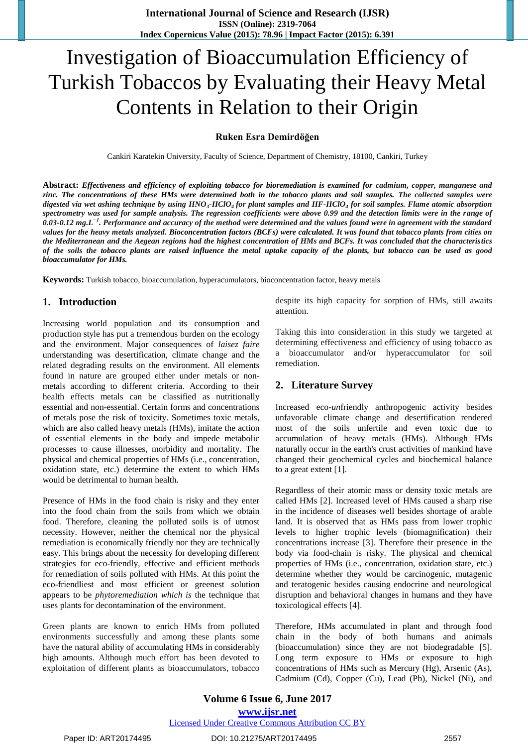# Investigation of Bioaccumulation Efficiency of Turkish Tobaccos by Evaluating their Heavy Metal Contents in Relation to their Origin

**Ruken Esra Demirdöğen**

Cankiri Karatekin University, Faculty of Science, Department of Chemistry, 18100, Cankiri, Turkey

**Abstract:** ***Effectiveness and efficiency of exploiting tobacco for bioremediation is examined for cadmium, copper, manganese and zinc. The concentrations of these HMs were determined both in the tobacco plants and soil samples. The collected samples were digested via wet ashing technique by using $HNO_3$-$HClO_4$ for plant samples and HF-$HClO_4$ for soil samples. Flame atomic absorption spectrometry was used for sample analysis. The regression coefficients were above 0.99 and the detection limits were in the range of 0.03-0.12 $mg.L^{-1}$. Performance and accuracy of the method were determined and the values found were in agreement with the standard values for the heavy metals analyzed. Bioconcentration factors (BCFs) were calculated. It was found that tobacco plants from cities on the Mediterranean and the Aegean regions had the highest concentration of HMs and BCFs. It was concluded that the characteristics of the soils the tobacco plants are raised influence the metal uptake capacity of the plants, but tobacco can be used as good bioaccumulator for HMs.***

**Keywords:** Turkish tobacco, bioaccumulation, hyperacumulators, bioconcentration factor, heavy metals

## 1. Introduction

Increasing world population and its consumption and production style has put a tremendous burden on the ecology and the environment. Major consequences of *laisez faire* understanding was desertification, climate change and the related degrading results on the environment. All elements found in nature are grouped either under metals or non-metals according to different criteria. According to their health effects metals can be classified as nutritionally essential and non-essential. Certain forms and concentrations of metals pose the risk of toxicity. Sometimes toxic metals, which are also called heavy metals (HMs), imitate the action of essential elements in the body and impede metabolic processes to cause illnesses, morbidity and mortality. The physical and chemical properties of HMs (i.e., concentration, oxidation state, etc.) determine the extent to which HMs would be detrimental to human health.

Presence of HMs in the food chain is risky and they enter into the food chain from the soils from which we obtain food. Therefore, cleaning the polluted soils is of utmost necessity. However, neither the chemical nor the physical remediation is economically friendly nor they are technically easy. This brings about the necessity for developing different strategies for eco-friendly, effective and efficient methods for remediation of soils polluted with HMs. At this point the eco-friendliest and most efficient or greenest solution appears to be *phytoremediation which is* the technique that uses plants for decontamination of the environment.

Green plants are known to enrich HMs from polluted environments successfully and among these plants some have the natural ability of accumulating HMs in considerably high amounts. Although much effort has been devoted to exploitation of different plants as bioaccumulators, tobacco despite its high capacity for sorption of HMs, still awaits attention.

Taking this into consideration in this study we targeted at determining effectiveness and efficiency of using tobacco as a bioaccumulator and/or hyperaccumulator for soil remediation.

## 2. Literature Survey

Increased eco-*un*friendly anthropogenic activity besides unfavorable climate change and desertification rendered most of the soils unfertile and even toxic due to accumulation of heavy metals (HMs). Although HMs naturally occur in the earth's crust activities of mankind have changed their geochemical cycles and biochemical balance to a great extent [1].

Regardless of their atomic mass or density toxic metals are called HMs [2]. Increased level of HMs caused a sharp rise in the incidence of diseases well besides shortage of arable land. It is observed that as HMs pass from lower trophic levels to higher trophic levels (biomagnification) their concentrations increase [3]. Therefore their presence in the body via food-chain is risky. The physical and chemical properties of HMs (i.e., concentration, oxidation state, etc.) determine whether they would be carcinogenic, mutagenic and teratogenic besides causing endocrine and neurological disruption and behavioral changes in humans and they have toxicological effects [4].

Therefore, HMs accumulated in plant and through food chain in the body of both humans and animals (bioaccumulation) since they are not biodegradable [5]. Long term exposure to HMs or exposure to high concentrations of HMs such as Mercury (Hg), Arsenic (As), Cadmium (Cd), Copper (Cu), Lead (Pb), Nickel (Ni), and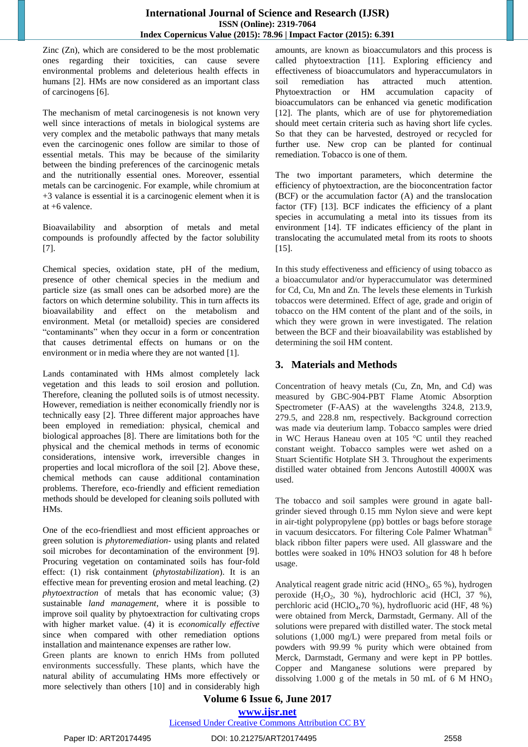Zinc (Zn), which are considered to be the most problematic ones regarding their toxicities, can cause severe environmental problems and deleterious health effects in humans [2]. HMs are now considered as an important class of carcinogens [6].

The mechanism of metal carcinogenesis is not known very well since interactions of metals in biological systems are very complex and the metabolic pathways that many metals even the carcinogenic ones follow are similar to those of essential metals. This may be because of the similarity between the binding preferences of the carcinogenic metals and the nutritionally essential ones. Moreover, essential metals can be carcinogenic. For example, while chromium at +3 valance is essential it is a carcinogenic element when it is at +6 valence.

Bioavailability and absorption of metals and metal compounds is profoundly affected by the factor solubility [7].

Chemical species, oxidation state, pH of the medium, presence of other chemical species in the medium and particle size (as small ones can be adsorbed more) are the factors on which determine solubility. This in turn affects its bioavailability and effect on the metabolism and environment. Metal (or metalloid) species are considered "contaminants" when they occur in a form or concentration that causes detrimental effects on humans or on the environment or in media where they are not wanted [1].

Lands contaminated with HMs almost completely lack vegetation and this leads to soil erosion and pollution. Therefore, cleaning the polluted soils is of utmost necessity. However, remediation is neither economically friendly nor is technically easy [2]. Three different major approaches have been employed in remediation: physical, chemical and biological approaches [8]. There are limitations both for the physical and the chemical methods in terms of economic considerations, intensive work, irreversible changes in properties and local microflora of the soil [2]. Above these, chemical methods can cause additional contamination problems. Therefore, eco-friendly and efficient remediation methods should be developed for cleaning soils polluted with HMs.

One of the eco-friendliest and most efficient approaches or green solution is *phytoremediation*- using plants and related soil microbes for decontamination of the environment [9]. Procuring vegetation on contaminated soils has four-fold effect: (1) risk containment (*phytostabilization*). It is an effective mean for preventing erosion and metal leaching. (2) *phytoextraction* of metals that has economic value; (3) sustainable *land management*, where it is possible to improve soil quality by phytoextraction for cultivating crops with higher market value. (4) it is *economically effective* since when compared with other remediation options installation and maintenance expenses are rather low.
Green plants are known to enrich HMs from polluted environments successfully. These plants, which have the natural ability of accumulating HMs more effectively or more selectively than others [10] and in considerably high amounts, are known as bioaccumulators and this process is called phytoextraction [11]. Exploring efficiency and effectiveness of bioaccumulators and hyperaccumulators in soil remediation has attracted much attention. Phytoextraction or HM accumulation capacity of bioaccumulators can be enhanced via genetic modification [12]. The plants, which are of use for phytoremediation should meet certain criteria such as having short life cycles. So that they can be harvested, destroyed or recycled for further use. New crop can be planted for continual remediation. Tobacco is one of them.

The two important parameters, which determine the efficiency of phytoextraction, are the bioconcentration factor (BCF) or the accumulation factor (A) and the translocation factor (TF) [13]. BCF indicates the efficiency of a plant species in accumulating a metal into its tissues from its environment [14]. TF indicates efficiency of the plant in translocating the accumulated metal from its roots to shoots [15].

In this study effectiveness and efficiency of using tobacco as a bioaccumulator and/or hyperaccumulator was determined for Cd, Cu, Mn and Zn. The levels these elements in Turkish tobaccos were determined. Effect of age, grade and origin of tobacco on the HM content of the plant and of the soils, in which they were grown in were investigated. The relation between the BCF and their bioavailability was established by determining the soil HM content.

## 3. Materials and Methods

Concentration of heavy metals (Cu, Zn, Mn, and Cd) was measured by GBC-904-PBT Flame Atomic Absorption Spectrometer (F-AAS) at the wavelengths 324.8, 213.9, 279.5, and 228.8 nm, respectively. Background correction was made via deuterium lamp. Tobacco samples were dried in WC Heraus Haneau oven at 105 °C until they reached constant weight. Tobacco samples were wet ashed on a Stuart Scientific Hotplate SH 3. Throughout the experiments distilled water obtained from Jencons Autostill 4000X was used.

The tobacco and soil samples were ground in agate ball-grinder sieved through 0.15 mm Nylon sieve and were kept in air-tight polypropylene (pp) bottles or bags before storage in vacuum desiccators. For filtering Cole Palmer Whatman® black ribbon filter papers were used. All glassware and the bottles were soaked in 10% HNO3 solution for 48 h before usage.

Analytical reagent grade nitric acid ($HNO_3$, 65 %), hydrogen peroxide ($H_2O_2$, 30 %), hydrochloric acid (HCl, 37 %), perchloric acid ($HClO_4$,70 %), hydrofluoric acid (HF, 48 %) were obtained from Merck, Darmstadt, Germany. All of the solutions were prepared with distilled water. The stock metal solutions (1,000 mg/L) were prepared from metal foils or powders with 99.99 % purity which were obtained from Merck, Darmstadt, Germany and were kept in PP bottles. Copper and Manganese solutions were prepared by dissolving 1.000 g of the metals in 50 mL of 6 M $HNO_3$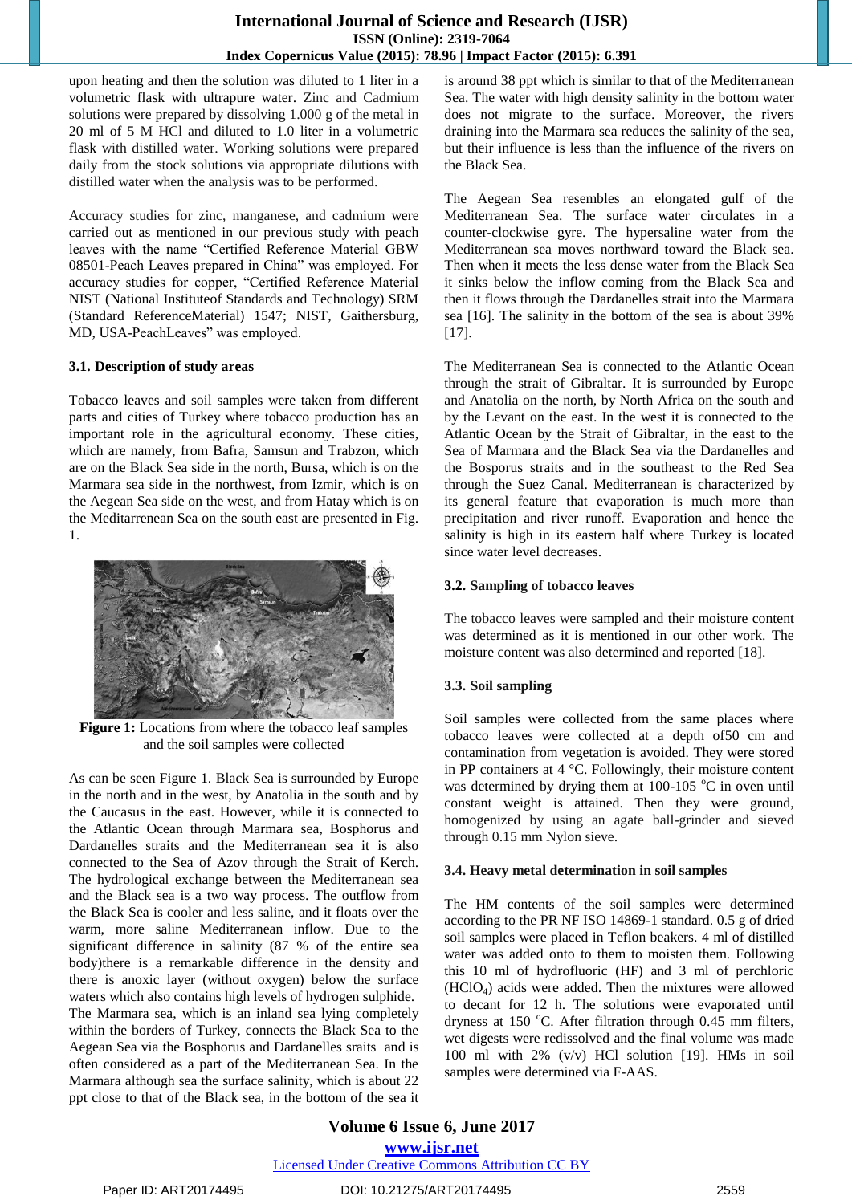upon heating and then the solution was diluted to 1 liter in a volumetric flask with ultrapure water. Zinc and Cadmium solutions were prepared by dissolving 1.000 g of the metal in 20 ml of 5 M HCl and diluted to 1.0 liter in a volumetric flask with distilled water. Working solutions were prepared daily from the stock solutions via appropriate dilutions with distilled water when the analysis was to be performed.

Accuracy studies for zinc, manganese, and cadmium were carried out as mentioned in our previous study with peach leaves with the name "Certified Reference Material GBW 08501-Peach Leaves prepared in China" was employed. For accuracy studies for copper, "Certified Reference Material NIST (National Instituteof Standards and Technology) SRM (Standard ReferenceMaterial) 1547; NIST, Gaithersburg, MD, USA-PeachLeaves" was employed.

### 3.1. Description of study areas

Tobacco leaves and soil samples were taken from different parts and cities of Turkey where tobacco production has an important role in the agricultural economy. These cities, which are namely, from Bafra, Samsun and Trabzon, which are on the Black Sea side in the north, Bursa, which is on the Marmara sea side in the northwest, from Izmir, which is on the Aegean Sea side on the west, and from Hatay which is on the Meditarrenean Sea on the south east are presented in Fig. 1.

**Figure 1:** Locations from where the tobacco leaf samples and the soil samples were collected

As can be seen Figure 1. Black Sea is surrounded by Europe in the north and in the west, by Anatolia in the south and by the Caucasus in the east. However, while it is connected to the Atlantic Ocean through Marmara sea, Bosphorus and Dardanelles straits and the Mediterranean sea it is also connected to the Sea of Azov through the Strait of Kerch. The hydrological exchange between the Mediterranean sea and the Black sea is a two way process. The outflow from the Black Sea is cooler and less saline, and it floats over the warm, more saline Mediterranean inflow. Due to the significant difference in salinity (87 % of the entire sea body)there is a remarkable difference in the density and there is anoxic layer (without oxygen) below the surface waters which also contains high levels of hydrogen sulphide. The Marmara sea, which is an inland sea lying completely within the borders of Turkey, connects the Black Sea to the Aegean Sea via the Bosphorus and Dardanelles sraits and is often considered as a part of the Mediterranean Sea. In the Marmara although sea the surface salinity, which is about 22 ppt close to that of the Black sea, in the bottom of the sea it is around 38 ppt which is similar to that of the Mediterranean Sea. The water with high density salinity in the bottom water does not migrate to the surface. Moreover, the rivers draining into the Marmara sea reduces the salinity of the sea, but their influence is less than the influence of the rivers on the Black Sea.

The Aegean Sea resembles an elongated gulf of the Mediterranean Sea. The surface water circulates in a counter-clockwise gyre. The hypersaline water from the Mediterranean sea moves northward toward the Black sea. Then when it meets the less dense water from the Black Sea it sinks below the inflow coming from the Black Sea and then it flows through the Dardanelles strait into the Marmara sea [16]. The salinity in the bottom of the sea is about 39% [17].

The Mediterranean Sea is connected to the Atlantic Ocean through the strait of Gibraltar. It is surrounded by Europe and Anatolia on the north, by North Africa on the south and by the Levant on the east. In the west it is connected to the Atlantic Ocean by the Strait of Gibraltar, in the east to the Sea of Marmara and the Black Sea via the Dardanelles and the Bosporus straits and in the southeast to the Red Sea through the Suez Canal. Mediterranean is characterized by its general feature that evaporation is much more than precipitation and river runoff. Evaporation and hence the salinity is high in its eastern half where Turkey is located since water level decreases.

### 3.2. Sampling of tobacco leaves

The tobacco leaves were sampled and their moisture content was determined as it is mentioned in our other work. The moisture content was also determined and reported [18].

### 3.3. Soil sampling

Soil samples were collected from the same places where tobacco leaves were collected at a depth of50 cm and contamination from vegetation is avoided. They were stored in PP containers at 4 °C. Followingly, their moisture content was determined by drying them at 100-105 $^{o}$C in oven until constant weight is attained. Then they were ground, homogenized by using an agate ball-grinder and sieved through 0.15 mm Nylon sieve.

### 3.4. Heavy metal determination in soil samples

The HM contents of the soil samples were determined according to the PR NF ISO 14869-1 standard. 0.5 g of dried soil samples were placed in Teflon beakers. 4 ml of distilled water was added onto to them to moisten them. Following this 10 ml of hydrofluoric (HF) and 3 ml of perchloric ($HClO_4$) acids were added. Then the mixtures were allowed to decant for 12 h. The solutions were evaporated until dryness at 150 $^{o}$C. After filtration through 0.45 mm filters, wet digests were redissolved and the final volume was made 100 ml with 2% (v/v) HCl solution [19]. HMs in soil samples were determined via F-AAS.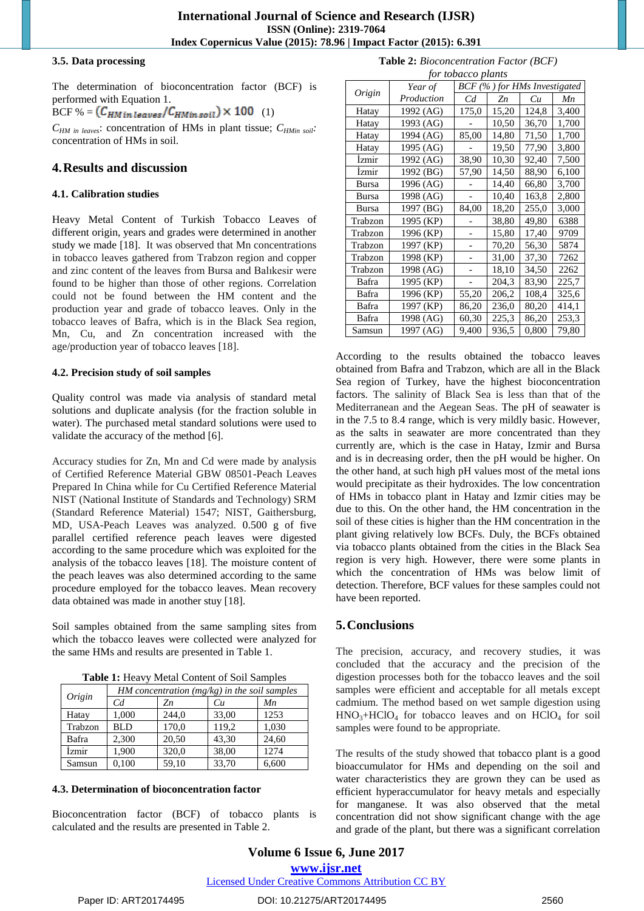### 3.5. Data processing

The determination of bioconcentration factor (BCF) is performed with Equation 1.

$$BCF\ \% = (C_{HM\ in\ leaves}/C_{HM in\ soil}) \times 100 \quad (1)$$

$C_{HM\ in\ leaves}$: concentration of HMs in plant tissue; $C_{HMin\ soil}$: concentration of HMs in soil.

## 4. Results and discussion

### 4.1. Calibration studies

Heavy Metal Content of Turkish Tobacco Leaves of different origin, years and grades were determined in another study we made [18]. It was observed that Mn concentrations in tobacco leaves gathered from Trabzon region and copper and zinc content of the leaves from Bursa and Balıkesir were found to be higher than those of other regions. Correlation could not be found between the HM content and the production year and grade of tobacco leaves. Only in the tobacco leaves of Bafra, which is in the Black Sea region, Mn, Cu, and Zn concentration increased with the age/production year of tobacco leaves [18].

### 4.2. Precision study of soil samples

Quality control was made via analysis of standard metal solutions and duplicate analysis (for the fraction soluble in water). The purchased metal standard solutions were used to validate the accuracy of the method [6].

Accuracy studies for Zn, Mn and Cd were made by analysis of Certified Reference Material GBW 08501-Peach Leaves Prepared In China while for Cu Certified Reference Material NIST (National Institute of Standards and Technology) SRM (Standard Reference Material) 1547; NIST, Gaithersburg, MD, USA-Peach Leaves was analyzed. 0.500 g of five parallel certified reference peach leaves were digested according to the same procedure which was exploited for the analysis of the tobacco leaves [18]. The moisture content of the peach leaves was also determined according to the same procedure employed for the tobacco leaves. Mean recovery data obtained was made in another stuy [18].

Soil samples obtained from the same sampling sites from which the tobacco leaves were collected were analyzed for the same HMs and results are presented in Table 1.

**Table 1:** Heavy Metal Content of Soil Samples

| Origin | *HM concentration (mg/kg) in the soil samples* | | | |
|---|---|---|---|---|
| | *Cd* | *Zn* | *Cu* | *Mn* |
| Hatay | 1,000 | 244,0 | 33,00 | 1253 |
| Trabzon | BLD | 170,0 | 119,2 | 1,030 |
| Bafra | 2,300 | 20,50 | 43,30 | 24,60 |
| İzmir | 1,900 | 320,0 | 38,00 | 1274 |
| Samsun | 0,100 | 59,10 | 33,70 | 6,600 |

### 4.3. Determination of bioconcentration factor

Bioconcentration factor (BCF) of tobacco plants is calculated and the results are presented in Table 2.

**Table 2:** *Bioconcentration Factor (BCF) for tobacco plants*

| Origin | Year of Production | *BCF (%) for HMs Investigated* | | | |
|---|---|---|---|---|---|
| | | *Cd* | *Zn* | *Cu* | *Mn* |
| Hatay | 1992 (AG) | 175,0 | 15,20 | 124,8 | 3,400 |
| Hatay | 1993 (AG) | - | 10,50 | 36,70 | 1,700 |
| Hatay | 1994 (AG) | 85,00 | 14,80 | 71,50 | 1,700 |
| Hatay | 1995 (AG) | - | 19,50 | 77,90 | 3,800 |
| İzmir | 1992 (AG) | 38,90 | 10,30 | 92,40 | 7,500 |
| İzmir | 1992 (BG) | 57,90 | 14,50 | 88,90 | 6,100 |
| Bursa | 1996 (AG) | - | 14,40 | 66,80 | 3,700 |
| Bursa | 1998 (AG) | - | 10,40 | 163,8 | 2,800 |
| Bursa | 1997 (BG) | 84,00 | 18,20 | 255,0 | 3,000 |
| Trabzon | 1995 (KP) | - | 38,80 | 49,80 | 6388 |
| Trabzon | 1996 (KP) | - | 15,80 | 17,40 | 9709 |
| Trabzon | 1997 (KP) | - | 70,20 | 56,30 | 5874 |
| Trabzon | 1998 (KP) | - | 31,00 | 37,30 | 7262 |
| Trabzon | 1998 (AG) | - | 18,10 | 34,50 | 2262 |
| Bafra | 1995 (KP) | - | 204,3 | 83,90 | 225,7 |
| Bafra | 1996 (KP) | 55,20 | 206,2 | 108,4 | 325,6 |
| Bafra | 1997 (KP) | 86,20 | 236,0 | 80,20 | 414,1 |
| Bafra | 1998 (AG) | 60,30 | 225,3 | 86,20 | 253,3 |
| Samsun | 1997 (AG) | 9,400 | 936,5 | 0,800 | 79,80 |

According to the results obtained the tobacco leaves obtained from Bafra and Trabzon, which are all in the Black Sea region of Turkey, have the highest bioconcentration factors. The salinity of Black Sea is less than that of the Mediterranean and the Aegean Seas. The pH of seawater is in the 7.5 to 8.4 range, which is very mildly basic. However, as the salts in seawater are more concentrated than they currently are, which is the case in Hatay, Izmir and Bursa and is in decreasing order, then the pH would be higher. On the other hand, at such high pH values most of the metal ions would precipitate as their hydroxides. The low concentration of HMs in tobacco plant in Hatay and Izmir cities may be due to this. On the other hand, the HM concentration in the soil of these cities is higher than the HM concentration in the plant giving relatively low BCFs. Duly, the BCFs obtained via tobacco plants obtained from the cities in the Black Sea region is very high. However, there were some plants in which the concentration of HMs was below limit of detection. Therefore, BCF values for these samples could not have been reported.

## 5. Conclusions

The precision, accuracy, and recovery studies, it was concluded that the accuracy and the precision of the digestion processes both for the tobacco leaves and the soil samples were efficient and acceptable for all metals except cadmium. The method based on wet sample digestion using $HNO_3$+$HClO_4$ for tobacco leaves and on $HClO_4$ for soil samples were found to be appropriate.

The results of the study showed that tobacco plant is a good bioaccumulator for HMs and depending on the soil and water characteristics they are grown they can be used as efficient hyperaccumulator for heavy metals and especially for manganese. It was also observed that the metal concentration did not show significant change with the age and grade of the plant, but there was a significant correlation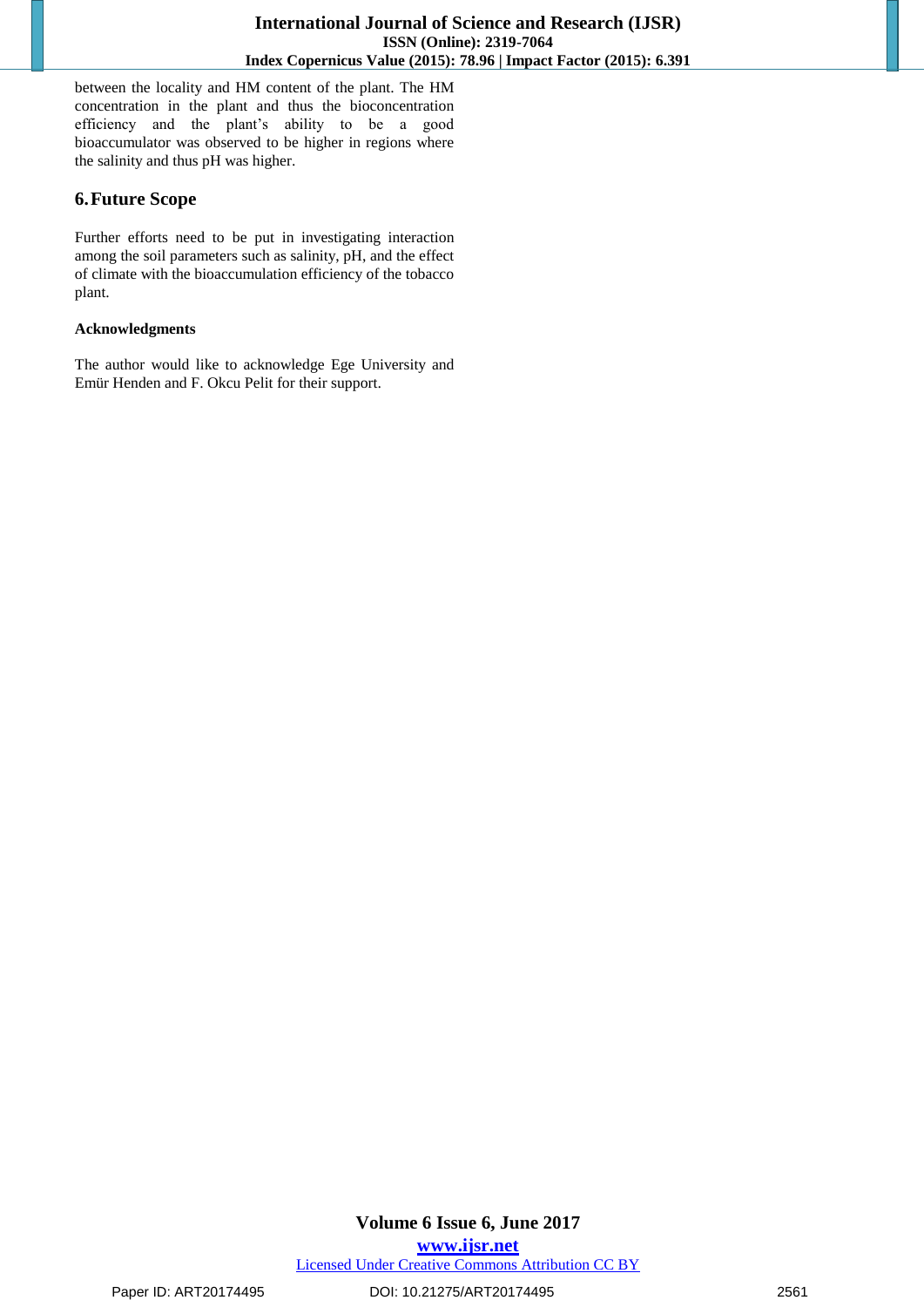between the locality and HM content of the plant. The HM concentration in the plant and thus the bioconcentration efficiency and the plant's ability to be a good bioaccumulator was observed to be higher in regions where the salinity and thus pH was higher.

## 6. Future Scope

Further efforts need to be put in investigating interaction among the soil parameters such as salinity, pH, and the effect of climate with the bioaccumulation efficiency of the tobacco plant.

**Acknowledgments**

The author would like to acknowledge Ege University and Emür Henden and F. Okcu Pelit for their support.